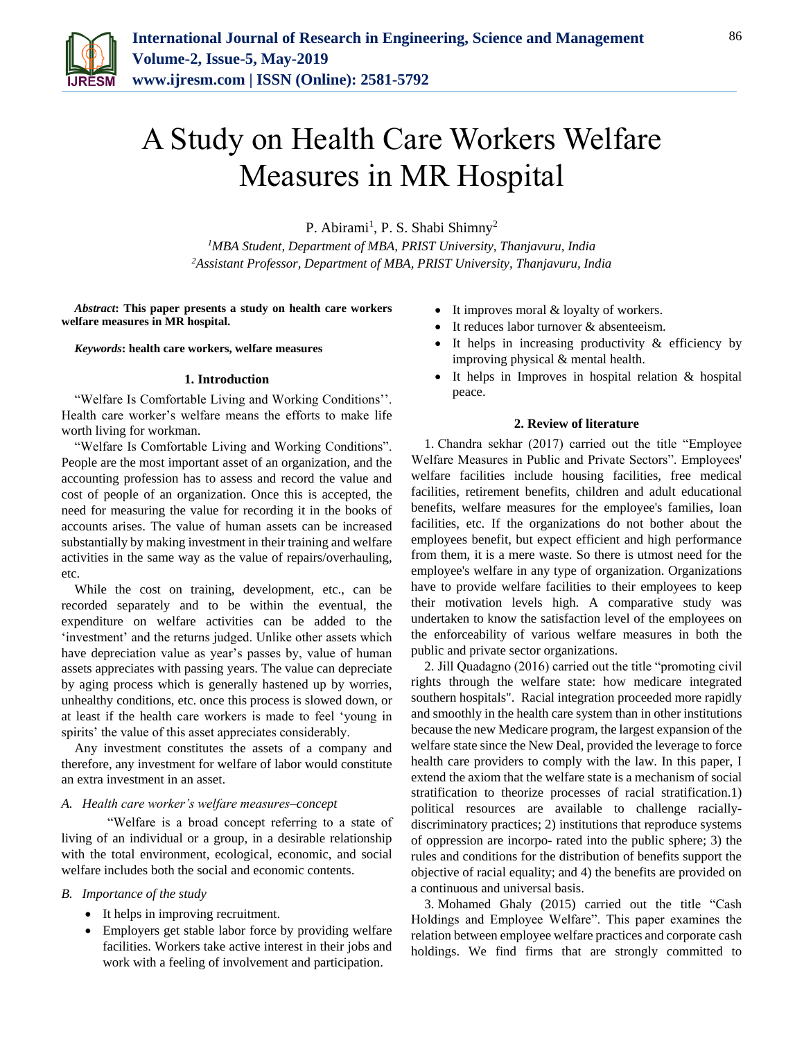# A Study on Health Care Workers Welfare Measures in MR Hospital

P. Abirami[1], P. S. Shabi Shimny[2]

[1]*MBA Student, Department of MBA, PRIST University, Thanjavuru, India*
[2]*Assistant Professor, Department of MBA, PRIST University, Thanjavuru, India*

***Abstract*: This paper presents a study on health care workers welfare measures in MR hospital.**

***Keywords*: health care workers, welfare measures**

## 1. Introduction

"Welfare Is Comfortable Living and Working Conditions''. Health care worker's welfare means the efforts to make life worth living for workman.

"Welfare Is Comfortable Living and Working Conditions". People are the most important asset of an organization, and the accounting profession has to assess and record the value and cost of people of an organization. Once this is accepted, the need for measuring the value for recording it in the books of accounts arises. The value of human assets can be increased substantially by making investment in their training and welfare activities in the same way as the value of repairs/overhauling, etc.

While the cost on training, development, etc., can be recorded separately and to be within the eventual, the expenditure on welfare activities can be added to the 'investment' and the returns judged. Unlike other assets which have depreciation value as year's passes by, value of human assets appreciates with passing years. The value can depreciate by aging process which is generally hastened up by worries, unhealthy conditions, etc. once this process is slowed down, or at least if the health care workers is made to feel 'young in spirits' the value of this asset appreciates considerably.

Any investment constitutes the assets of a company and therefore, any investment for welfare of labor would constitute an extra investment in an asset.

### *A. Health care worker's welfare measures–concept*

"Welfare is a broad concept referring to a state of living of an individual or a group, in a desirable relationship with the total environment, ecological, economic, and social welfare includes both the social and economic contents.

### *B. Importance of the study*

- It helps in improving recruitment.
- Employers get stable labor force by providing welfare facilities. Workers take active interest in their jobs and work with a feeling of involvement and participation.
- It improves moral & loyalty of workers.
- It reduces labor turnover & absenteeism.
- It helps in increasing productivity & efficiency by improving physical & mental health.
- It helps in Improves in hospital relation & hospital peace.

## 2. Review of literature

1. Chandra sekhar (2017) carried out the title "Employee Welfare Measures in Public and Private Sectors". Employees' welfare facilities include housing facilities, free medical facilities, retirement benefits, children and adult educational benefits, welfare measures for the employee's families, loan facilities, etc. If the organizations do not bother about the employees benefit, but expect efficient and high performance from them, it is a mere waste. So there is utmost need for the employee's welfare in any type of organization. Organizations have to provide welfare facilities to their employees to keep their motivation levels high. A comparative study was undertaken to know the satisfaction level of the employees on the enforceability of various welfare measures in both the public and private sector organizations.

2. Jill Quadagno (2016) carried out the title "promoting civil rights through the welfare state: how medicare integrated southern hospitals". Racial integration proceeded more rapidly and smoothly in the health care system than in other institutions because the new Medicare program, the largest expansion of the welfare state since the New Deal, provided the leverage to force health care providers to comply with the law. In this paper, I extend the axiom that the welfare state is a mechanism of social stratification to theorize processes of racial stratification.1) political resources are available to challenge racially-discriminatory practices; 2) institutions that reproduce systems of oppression are incorpo- rated into the public sphere; 3) the rules and conditions for the distribution of benefits support the objective of racial equality; and 4) the benefits are provided on a continuous and universal basis.

3. Mohamed Ghaly (2015) carried out the title "Cash Holdings and Employee Welfare". This paper examines the relation between employee welfare practices and corporate cash holdings. We find firms that are strongly committed to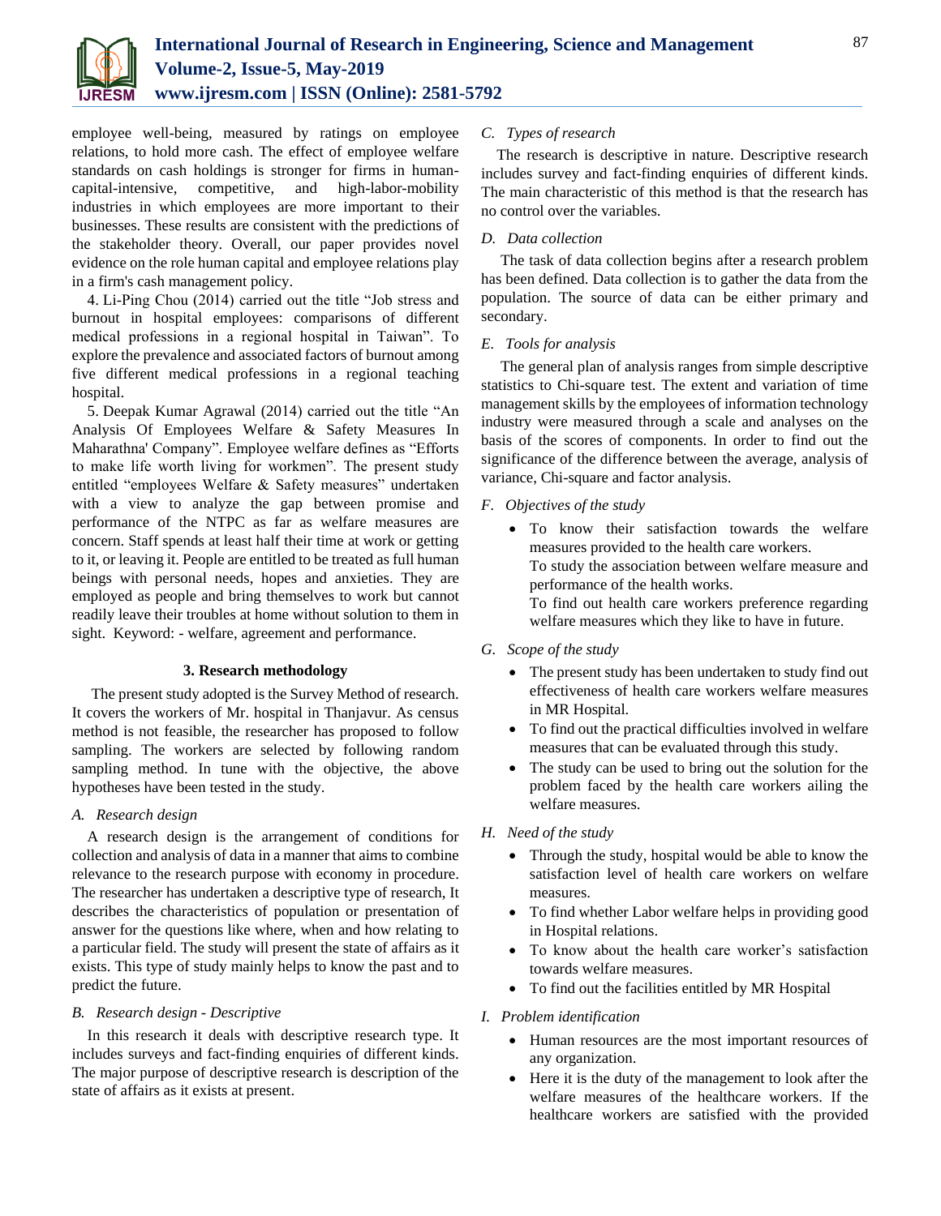employee well-being, measured by ratings on employee relations, to hold more cash. The effect of employee welfare standards on cash holdings is stronger for firms in human-capital-intensive, competitive, and high-labor-mobility industries in which employees are more important to their businesses. These results are consistent with the predictions of the stakeholder theory. Overall, our paper provides novel evidence on the role human capital and employee relations play in a firm's cash management policy.

4. Li-Ping Chou (2014) carried out the title "Job stress and burnout in hospital employees: comparisons of different medical professions in a regional hospital in Taiwan". To explore the prevalence and associated factors of burnout among five different medical professions in a regional teaching hospital.

5. Deepak Kumar Agrawal (2014) carried out the title "An Analysis Of Employees Welfare & Safety Measures In Maharathna' Company". Employee welfare defines as "Efforts to make life worth living for workmen". The present study entitled "employees Welfare & Safety measures" undertaken with a view to analyze the gap between promise and performance of the NTPC as far as welfare measures are concern. Staff spends at least half their time at work or getting to it, or leaving it. People are entitled to be treated as full human beings with personal needs, hopes and anxieties. They are employed as people and bring themselves to work but cannot readily leave their troubles at home without solution to them in sight. Keyword: - welfare, agreement and performance.

## 3. Research methodology

The present study adopted is the Survey Method of research. It covers the workers of Mr. hospital in Thanjavur. As census method is not feasible, the researcher has proposed to follow sampling. The workers are selected by following random sampling method. In tune with the objective, the above hypotheses have been tested in the study.

### *A. Research design*

A research design is the arrangement of conditions for collection and analysis of data in a manner that aims to combine relevance to the research purpose with economy in procedure. The researcher has undertaken a descriptive type of research, It describes the characteristics of population or presentation of answer for the questions like where, when and how relating to a particular field. The study will present the state of affairs as it exists. This type of study mainly helps to know the past and to predict the future.

### *B. Research design - Descriptive*

In this research it deals with descriptive research type. It includes surveys and fact-finding enquiries of different kinds. The major purpose of descriptive research is description of the state of affairs as it exists at present.

### *C. Types of research*

The research is descriptive in nature. Descriptive research includes survey and fact-finding enquiries of different kinds. The main characteristic of this method is that the research has no control over the variables.

### *D. Data collection*

The task of data collection begins after a research problem has been defined. Data collection is to gather the data from the population. The source of data can be either primary and secondary.

### *E. Tools for analysis*

The general plan of analysis ranges from simple descriptive statistics to Chi-square test. The extent and variation of time management skills by the employees of information technology industry were measured through a scale and analyses on the basis of the scores of components. In order to find out the significance of the difference between the average, analysis of variance, Chi-square and factor analysis.

### *F. Objectives of the study*

- To know their satisfaction towards the welfare measures provided to the health care workers.
  To study the association between welfare measure and performance of the health works.
  To find out health care workers preference regarding welfare measures which they like to have in future.

### *G. Scope of the study*

- The present study has been undertaken to study find out effectiveness of health care workers welfare measures in MR Hospital.
- To find out the practical difficulties involved in welfare measures that can be evaluated through this study.
- The study can be used to bring out the solution for the problem faced by the health care workers ailing the welfare measures.

### *H. Need of the study*

- Through the study, hospital would be able to know the satisfaction level of health care workers on welfare measures.
- To find whether Labor welfare helps in providing good in Hospital relations.
- To know about the health care worker's satisfaction towards welfare measures.
- To find out the facilities entitled by MR Hospital

### *I. Problem identification*

- Human resources are the most important resources of any organization.
- Here it is the duty of the management to look after the welfare measures of the healthcare workers. If the healthcare workers are satisfied with the provided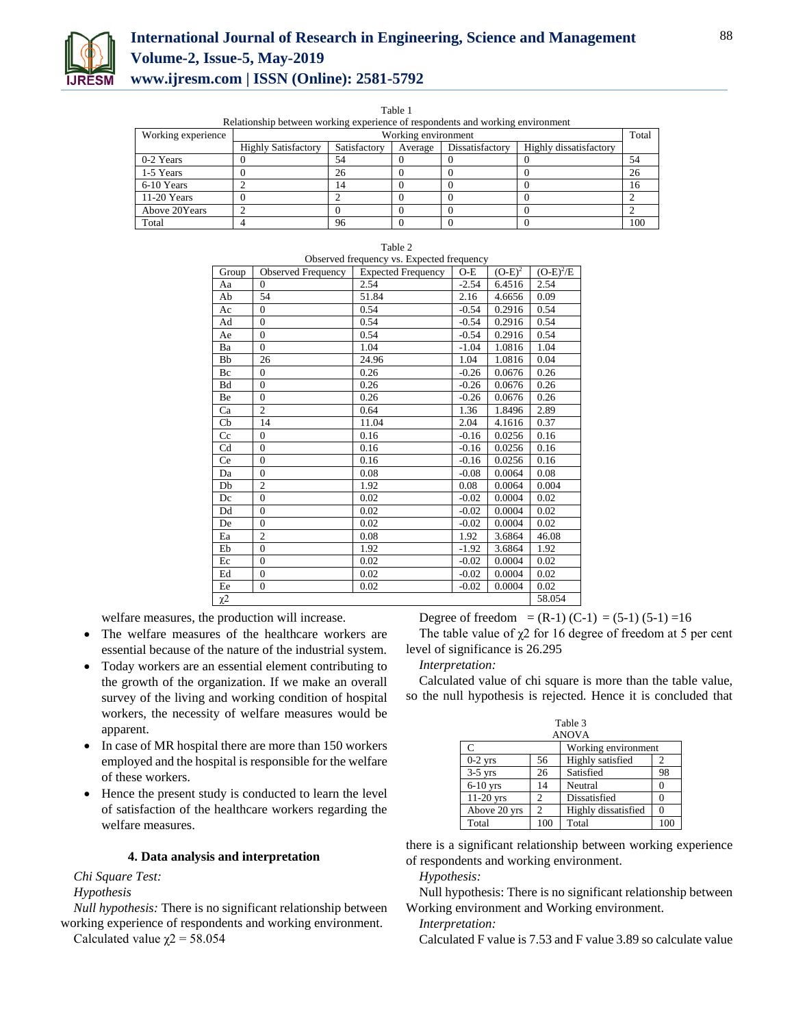Table 1
Relationship between working experience of respondents and working environment

| Working experience | Working environment | | | | | Total |
|---|---|---|---|---|---|---|
| | Highly Satisfactory | Satisfactory | Average | Dissatisfactory | Highly dissatisfactory | |
| 0-2 Years | 0 | 54 | 0 | 0 | 0 | 54 |
| 1-5 Years | 0 | 26 | 0 | 0 | 0 | 26 |
| 6-10 Years | 2 | 14 | 0 | 0 | 0 | 16 |
| 11-20 Years | 0 | 2 | 0 | 0 | 0 | 2 |
| Above 20Years | 2 | 0 | 0 | 0 | 0 | 2 |
| Total | 4 | 96 | 0 | 0 | 0 | 100 |

Table 2
Observed frequency vs. Expected frequency

| Group | Observed Frequency | Expected Frequency | O-E | $(O-E)^2$ | $(O-E)^2/E$ |
|---|---|---|---|---|---|
| Aa | 0 | 2.54 | -2.54 | 6.4516 | 2.54 |
| Ab | 54 | 51.84 | 2.16 | 4.6656 | 0.09 |
| Ac | 0 | 0.54 | -0.54 | 0.2916 | 0.54 |
| Ad | 0 | 0.54 | -0.54 | 0.2916 | 0.54 |
| Ae | 0 | 0.54 | -0.54 | 0.2916 | 0.54 |
| Ba | 0 | 1.04 | -1.04 | 1.0816 | 1.04 |
| Bb | 26 | 24.96 | 1.04 | 1.0816 | 0.04 |
| Bc | 0 | 0.26 | -0.26 | 0.0676 | 0.26 |
| Bd | 0 | 0.26 | -0.26 | 0.0676 | 0.26 |
| Be | 0 | 0.26 | -0.26 | 0.0676 | 0.26 |
| Ca | 2 | 0.64 | 1.36 | 1.8496 | 2.89 |
| Cb | 14 | 11.04 | 2.04 | 4.1616 | 0.37 |
| Cc | 0 | 0.16 | -0.16 | 0.0256 | 0.16 |
| Cd | 0 | 0.16 | -0.16 | 0.0256 | 0.16 |
| Ce | 0 | 0.16 | -0.16 | 0.0256 | 0.16 |
| Da | 0 | 0.08 | -0.08 | 0.0064 | 0.08 |
| Db | 2 | 1.92 | 0.08 | 0.0064 | 0.004 |
| Dc | 0 | 0.02 | -0.02 | 0.0004 | 0.02 |
| Dd | 0 | 0.02 | -0.02 | 0.0004 | 0.02 |
| De | 0 | 0.02 | -0.02 | 0.0004 | 0.02 |
| Ea | 2 | 0.08 | 1.92 | 3.6864 | 46.08 |
| Eb | 0 | 1.92 | -1.92 | 3.6864 | 1.92 |
| Ec | 0 | 0.02 | -0.02 | 0.0004 | 0.02 |
| Ed | 0 | 0.02 | -0.02 | 0.0004 | 0.02 |
| Ee | 0 | 0.02 | -0.02 | 0.0004 | 0.02 |
| $\chi 2$ | | | | | 58.054 |

welfare measures, the production will increase.

- The welfare measures of the healthcare workers are essential because of the nature of the industrial system.
- Today workers are an essential element contributing to the growth of the organization. If we make an overall survey of the living and working condition of hospital workers, the necessity of welfare measures would be apparent.
- In case of MR hospital there are more than 150 workers employed and the hospital is responsible for the welfare of these workers.
- Hence the present study is conducted to learn the level of satisfaction of the healthcare workers regarding the welfare measures.

## 4. Data analysis and interpretation

*Chi Square Test:*

*Hypothesis*

*Null hypothesis:* There is no significant relationship between working experience of respondents and working environment.

Calculated value $\chi 2 = 58.054$

Degree of freedom $= (R-1)(C-1) = (5-1)(5-1) = 16$

The table value of $\chi 2$ for 16 degree of freedom at 5 per cent level of significance is 26.295

*Interpretation:*

Calculated value of chi square is more than the table value, so the null hypothesis is rejected. Hence it is concluded that there is a significant relationship between working experience of respondents and working environment.

Table 3
ANOVA

| C | | Working environment | |
|---|---|---|---|
| 0-2 yrs | 56 | Highly satisfied | 2 |
| 3-5 yrs | 26 | Satisfied | 98 |
| 6-10 yrs | 14 | Neutral | 0 |
| 11-20 yrs | 2 | Dissatisfied | 0 |
| Above 20 yrs | 2 | Highly dissatisfied | 0 |
| Total | 100 | Total | 100 |

*Hypothesis:*

Null hypothesis: There is no significant relationship between Working environment and Working environment.

*Interpretation:*

Calculated F value is 7.53 and F value 3.89 so calculate value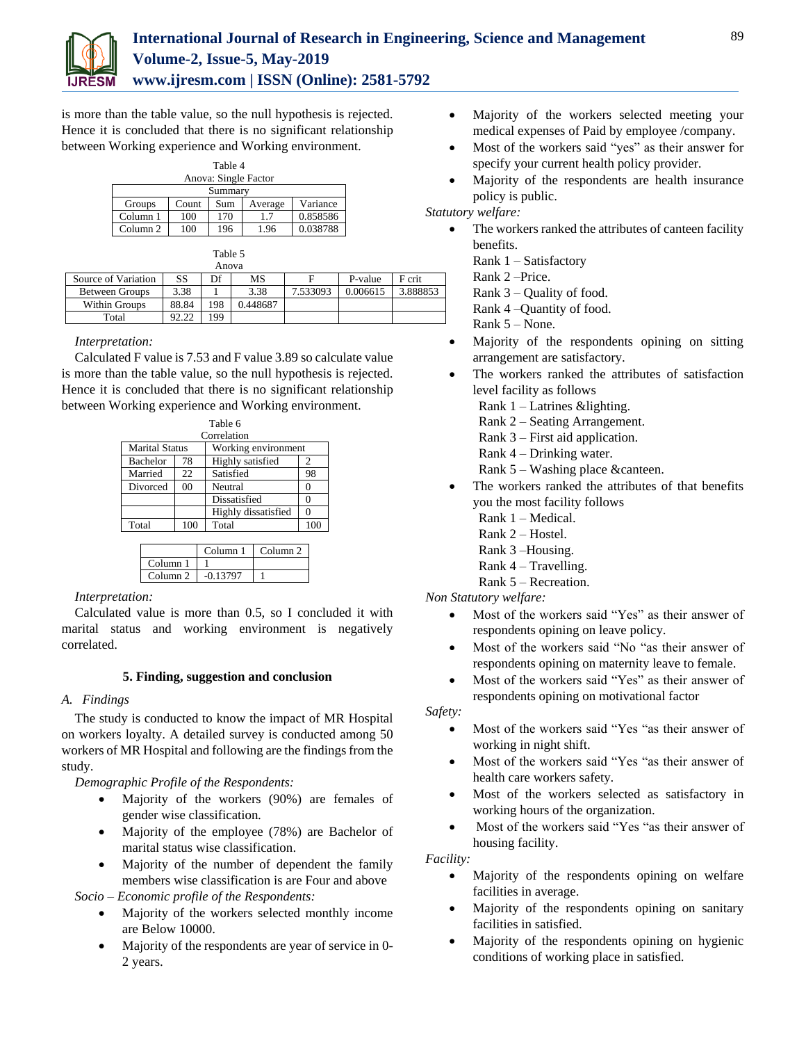is more than the table value, so the null hypothesis is rejected. Hence it is concluded that there is no significant relationship between Working experience and Working environment.

Table 4
Anova: Single Factor

| Summary | | | | |
|---|---|---|---|---|
| Groups | Count | Sum | Average | Variance |
| Column 1 | 100 | 170 | 1.7 | 0.858586 |
| Column 2 | 100 | 196 | 1.96 | 0.038788 |

Table 5
Anova

| Source of Variation | SS | Df | MS | F | P-value | F crit |
|---|---|---|---|---|---|---|
| Between Groups | 3.38 | 1 | 3.38 | 7.533093 | 0.006615 | 3.888853 |
| Within Groups | 88.84 | 198 | 0.448687 | | | |
| Total | 92.22 | 199 | | | | |

*Interpretation:*

Calculated F value is 7.53 and F value 3.89 so calculate value is more than the table value, so the null hypothesis is rejected. Hence it is concluded that there is no significant relationship between Working experience and Working environment.

Table 6
Correlation

| Marital Status | | Working environment | |
|---|---|---|---|
| Bachelor | 78 | Highly satisfied | 2 |
| Married | 22 | Satisfied | 98 |
| Divorced | 00 | Neutral | 0 |
| | | Dissatisfied | 0 |
| | | Highly dissatisfied | 0 |
| Total | 100 | Total | 100 |

| | Column 1 | Column 2 |
|---|---|---|
| Column 1 | 1 | |
| Column 2 | -0.13797 | 1 |

*Interpretation:*

Calculated value is more than 0.5, so I concluded it with marital status and working environment is negatively correlated.

### 5. Finding, suggestion and conclusion

*A. Findings*

The study is conducted to know the impact of MR Hospital on workers loyalty. A detailed survey is conducted among 50 workers of MR Hospital and following are the findings from the study.

*Demographic Profile of the Respondents:*

- Majority of the workers (90%) are females of gender wise classification.
- Majority of the employee (78%) are Bachelor of marital status wise classification.
- Majority of the number of dependent the family members wise classification is are Four and above

*Socio – Economic profile of the Respondents:*

- Majority of the workers selected monthly income are Below 10000.
- Majority of the respondents are year of service in 0-2 years.
- Majority of the workers selected meeting your medical expenses of Paid by employee /company.
- Most of the workers said "yes" as their answer for specify your current health policy provider.
- Majority of the respondents are health insurance policy is public.

*Statutory welfare:*

- The workers ranked the attributes of canteen facility benefits.
  Rank 1 – Satisfactory
  Rank 2 –Price.
  Rank 3 – Quality of food.
  Rank 4 –Quantity of food.
  Rank 5 – None.
- Majority of the respondents opining on sitting arrangement are satisfactory.
- The workers ranked the attributes of satisfaction level facility as follows
  Rank 1 – Latrines &lighting.
  Rank 2 – Seating Arrangement.
  Rank 3 – First aid application.
  Rank 4 – Drinking water.
  Rank 5 – Washing place &canteen.
- The workers ranked the attributes of that benefits you the most facility follows
  Rank 1 – Medical.
  Rank 2 – Hostel.
  Rank 3 –Housing.
  Rank 4 – Travelling.
  Rank 5 – Recreation.

*Non Statutory welfare:*

- Most of the workers said "Yes" as their answer of respondents opining on leave policy.
- Most of the workers said "No "as their answer of respondents opining on maternity leave to female.
- Most of the workers said "Yes" as their answer of respondents opining on motivational factor

*Safety:*

- Most of the workers said "Yes "as their answer of working in night shift.
- Most of the workers said "Yes "as their answer of health care workers safety.
- Most of the workers selected as satisfactory in working hours of the organization.
- Most of the workers said "Yes "as their answer of housing facility.

*Facility:*

- Majority of the respondents opining on welfare facilities in average.
- Majority of the respondents opining on sanitary facilities in satisfied.
- Majority of the respondents opining on hygienic conditions of working place in satisfied.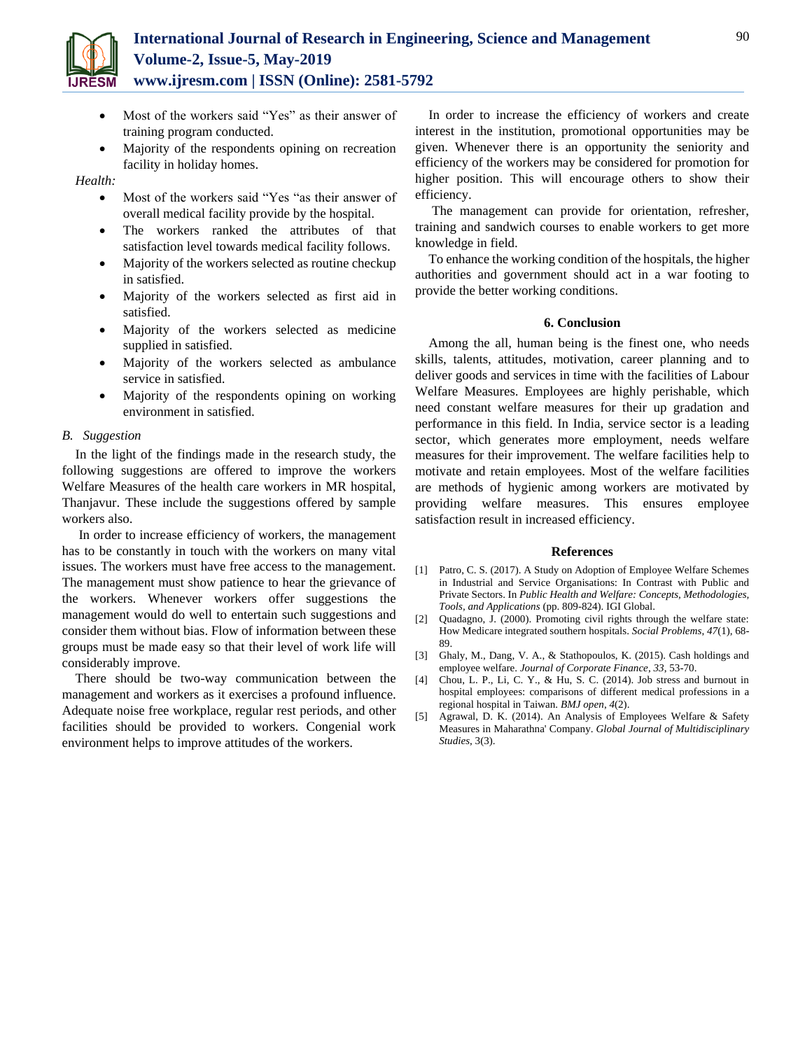- Most of the workers said "Yes" as their answer of training program conducted.
- Majority of the respondents opining on recreation facility in holiday homes.

*Health:*

- Most of the workers said "Yes "as their answer of overall medical facility provide by the hospital.
- The workers ranked the attributes of that satisfaction level towards medical facility follows.
- Majority of the workers selected as routine checkup in satisfied.
- Majority of the workers selected as first aid in satisfied.
- Majority of the workers selected as medicine supplied in satisfied.
- Majority of the workers selected as ambulance service in satisfied.
- Majority of the respondents opining on working environment in satisfied.

### *B. Suggestion*

In the light of the findings made in the research study, the following suggestions are offered to improve the workers Welfare Measures of the health care workers in MR hospital, Thanjavur. These include the suggestions offered by sample workers also.

In order to increase efficiency of workers, the management has to be constantly in touch with the workers on many vital issues. The workers must have free access to the management. The management must show patience to hear the grievance of the workers. Whenever workers offer suggestions the management would do well to entertain such suggestions and consider them without bias. Flow of information between these groups must be made easy so that their level of work life will considerably improve.

There should be two-way communication between the management and workers as it exercises a profound influence. Adequate noise free workplace, regular rest periods, and other facilities should be provided to workers. Congenial work environment helps to improve attitudes of the workers.

In order to increase the efficiency of workers and create interest in the institution, promotional opportunities may be given. Whenever there is an opportunity the seniority and efficiency of the workers may be considered for promotion for higher position. This will encourage others to show their efficiency.

The management can provide for orientation, refresher, training and sandwich courses to enable workers to get more knowledge in field.

To enhance the working condition of the hospitals, the higher authorities and government should act in a war footing to provide the better working conditions.

## 6. Conclusion

Among the all, human being is the finest one, who needs skills, talents, attitudes, motivation, career planning and to deliver goods and services in time with the facilities of Labour Welfare Measures. Employees are highly perishable, which need constant welfare measures for their up gradation and performance in this field. In India, service sector is a leading sector, which generates more employment, needs welfare measures for their improvement. The welfare facilities help to motivate and retain employees. Most of the welfare facilities are methods of hygienic among workers are motivated by providing welfare measures. This ensures employee satisfaction result in increased efficiency.

## References

[1] Patro, C. S. (2017). A Study on Adoption of Employee Welfare Schemes in Industrial and Service Organisations: In Contrast with Public and Private Sectors. In *Public Health and Welfare: Concepts, Methodologies, Tools, and Applications* (pp. 809-824). IGI Global.

[2] Quadagno, J. (2000). Promoting civil rights through the welfare state: How Medicare integrated southern hospitals. *Social Problems*, *47*(1), 68-89.

[3] Ghaly, M., Dang, V. A., & Stathopoulos, K. (2015). Cash holdings and employee welfare. *Journal of Corporate Finance*, *33*, 53-70.

[4] Chou, L. P., Li, C. Y., & Hu, S. C. (2014). Job stress and burnout in hospital employees: comparisons of different medical professions in a regional hospital in Taiwan. *BMJ open*, *4*(2).

[5] Agrawal, D. K. (2014). An Analysis of Employees Welfare & Safety Measures in Maharathna' Company. *Global Journal of Multidisciplinary Studies*, 3(3).